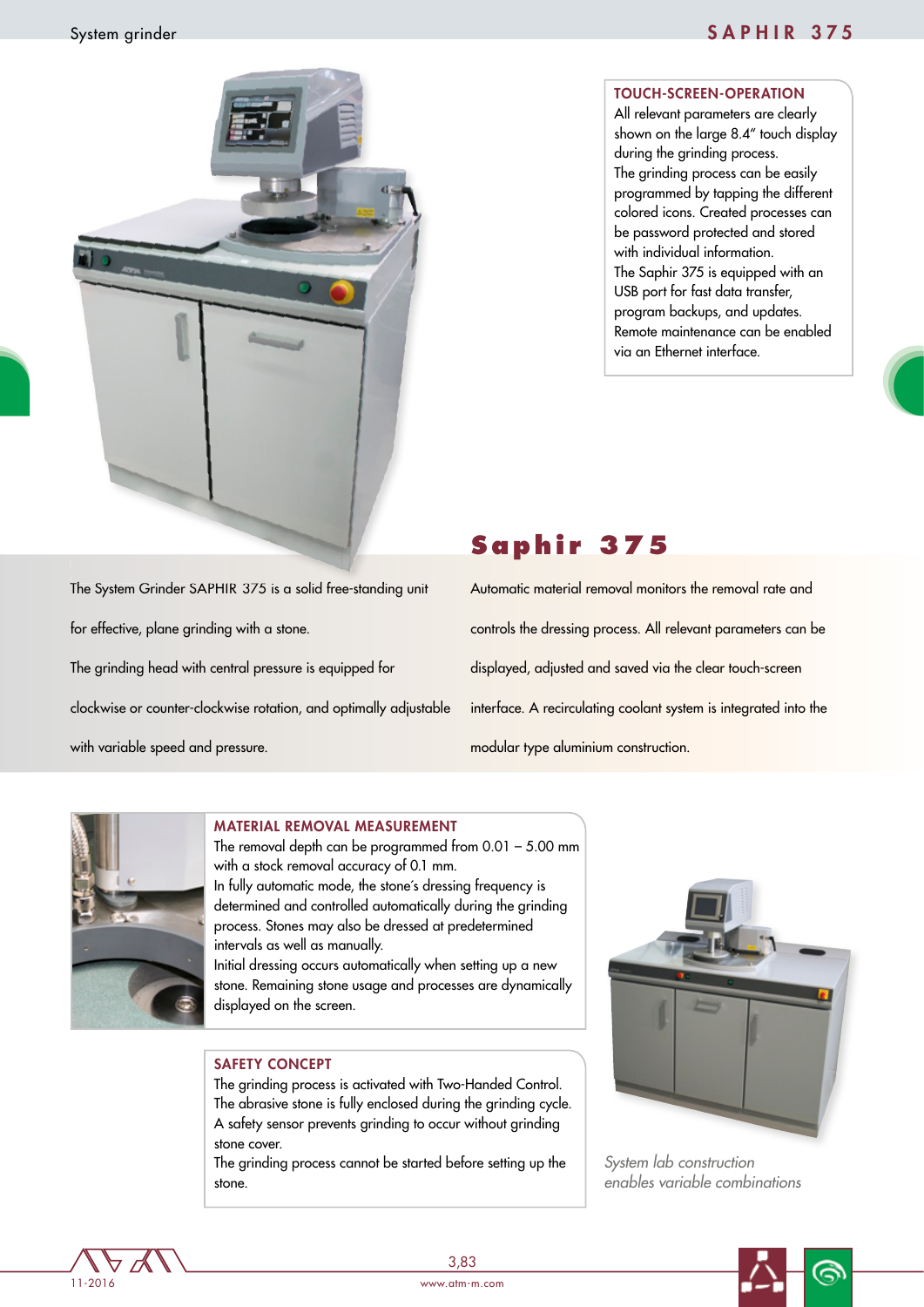System grinder

# SAPHIR 375

## TOUCH-SCREEN-OPERATION

All relevant parameters are clearly shown on the large 8.4" touch display during the grinding process.
The grinding process can be easily programmed by tapping the different colored icons. Created processes can be password protected and stored with individual information.
The Saphir 375 is equipped with an USB port for fast data transfer, program backups, and updates.
Remote maintenance can be enabled via an Ethernet interface.

## Saphir 375

The System Grinder SAPHIR 375 is a solid free-standing unit for effective, plane grinding with a stone.
The grinding head with central pressure is equipped for clockwise or counter-clockwise rotation, and optimally adjustable with variable speed and pressure.

Automatic material removal monitors the removal rate and controls the dressing process. All relevant parameters can be displayed, adjusted and saved via the clear touch-screen interface. A recirculating coolant system is integrated into the modular type aluminium construction.

## MATERIAL REMOVAL MEASUREMENT

The removal depth can be programmed from 0.01 – 5.00 mm with a stock removal accuracy of 0.1 mm.
In fully automatic mode, the stone's dressing frequency is determined and controlled automatically during the grinding process. Stones may also be dressed at predetermined intervals as well as manually.
Initial dressing occurs automatically when setting up a new stone. Remaining stone usage and processes are dynamically displayed on the screen.

## SAFETY CONCEPT

The grinding process is activated with Two-Handed Control.
The abrasive stone is fully enclosed during the grinding cycle.
A safety sensor prevents grinding to occur without grinding stone cover.
The grinding process cannot be started before setting up the stone.

*System lab construction enables variable combinations*

11-2016

3,83

www.atm-m.com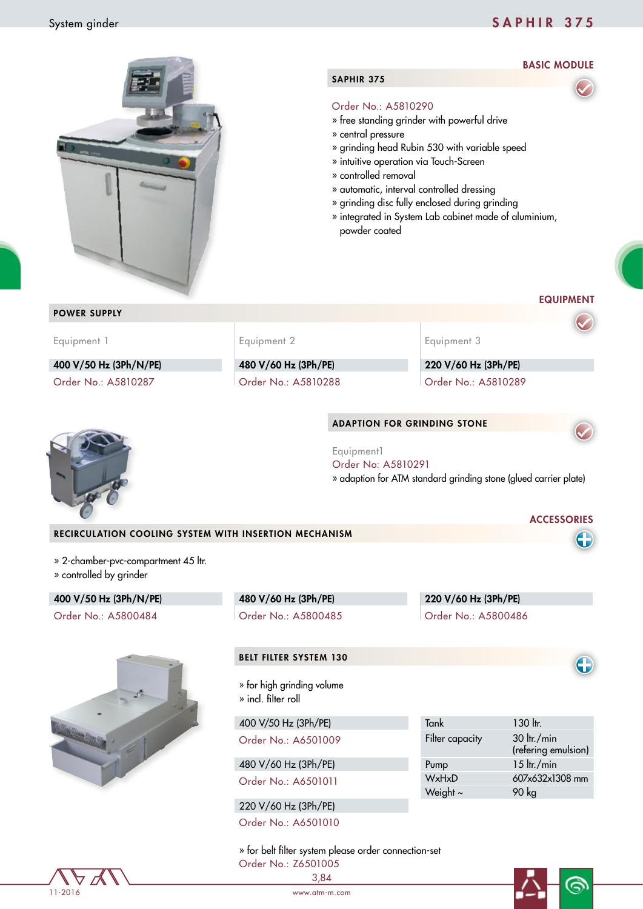System ginder

# SAPHIR 375

**BASIC MODULE**

## SAPHIR 375

Order No.: A5810290

- » free standing grinder with powerful drive
- » central pressure
- » grinding head Rubin 530 with variable speed
- » intuitive operation via Touch-Screen
- » controlled removal
- » automatic, interval controlled dressing
- » grinding disc fully enclosed during grinding
- » integrated in System Lab cabinet made of aluminium, powder coated

**EQUIPMENT**

## POWER SUPPLY

| Equipment 1 | Equipment 2 | Equipment 3 |
|---|---|---|
| **400 V/50 Hz (3Ph/N/PE)** | **480 V/60 Hz (3Ph/PE)** | **220 V/60 Hz (3Ph/PE)** |
| Order No.: A5810287 | Order No.: A5810288 | Order No.: A5810289 |

## ADAPTION FOR GRINDING STONE

Equipment1

Order No: A5810291

» adaption for ATM standard grinding stone (glued carrier plate)

**ACCESSORIES**

## RECIRCULATION COOLING SYSTEM WITH INSERTION MECHANISM

- » 2-chamber-pvc-compartment 45 ltr.
- » controlled by grinder

| 400 V/50 Hz (3Ph/N/PE) | 480 V/60 Hz (3Ph/PE) | 220 V/60 Hz (3Ph/PE) |
|---|---|---|
| Order No.: A5800484 | Order No.: A5800485 | Order No.: A5800486 |

## BELT FILTER SYSTEM 130

- » for high grinding volume
- » incl. filter roll

400 V/50 Hz (3Ph/PE)
Order No.: A6501009

480 V/60 Hz (3Ph/PE)
Order No.: A6501011

220 V/60 Hz (3Ph/PE)
Order No.: A6501010

| | |
|---|---|
| Tank | 130 ltr. |
| Filter capacity | 30 ltr./min (refering emulsion) |
| Pump | 15 ltr./min |
| WxHxD | 607x632x1308 mm |
| Weight ~ | 90 kg |

» for belt filter system please order connection-set
Order No.: Z6501005

3,84

11-2016

www.atm-m.com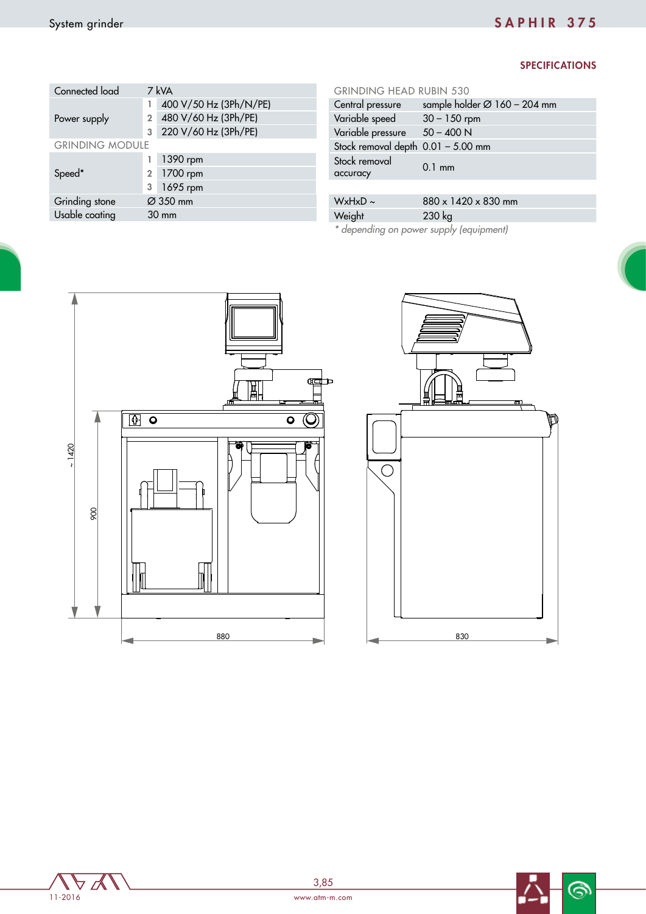## SPECIFICATIONS

| | | |
|---|---|---|
| Connected load | | 7 kVA |
| Power supply | 1 | 400 V/50 Hz (3Ph/N/PE) |
| | 2 | 480 V/60 Hz (3Ph/PE) |
| | 3 | 220 V/60 Hz (3Ph/PE) |
| GRINDING MODULE | | |
| Speed* | 1 | 1390 rpm |
| | 2 | 1700 rpm |
| | 3 | 1695 rpm |
| Grinding stone | | Ø 350 mm |
| Usable coating | | 30 mm |

| | |
|---|---|
| GRINDING HEAD RUBIN 530 | |
| Central pressure | sample holder Ø 160 – 204 mm |
| Variable speed | 30 – 150 rpm |
| Variable pressure | 50 – 400 N |
| Stock removal depth | 0.01 – 5.00 mm |
| Stock removal accuracy | 0.1 mm |
| WxHxD ~ | 880 x 1420 x 830 mm |
| Weight | 230 kg |

*\* depending on power supply (equipment)*

~ 1420

900

880

830